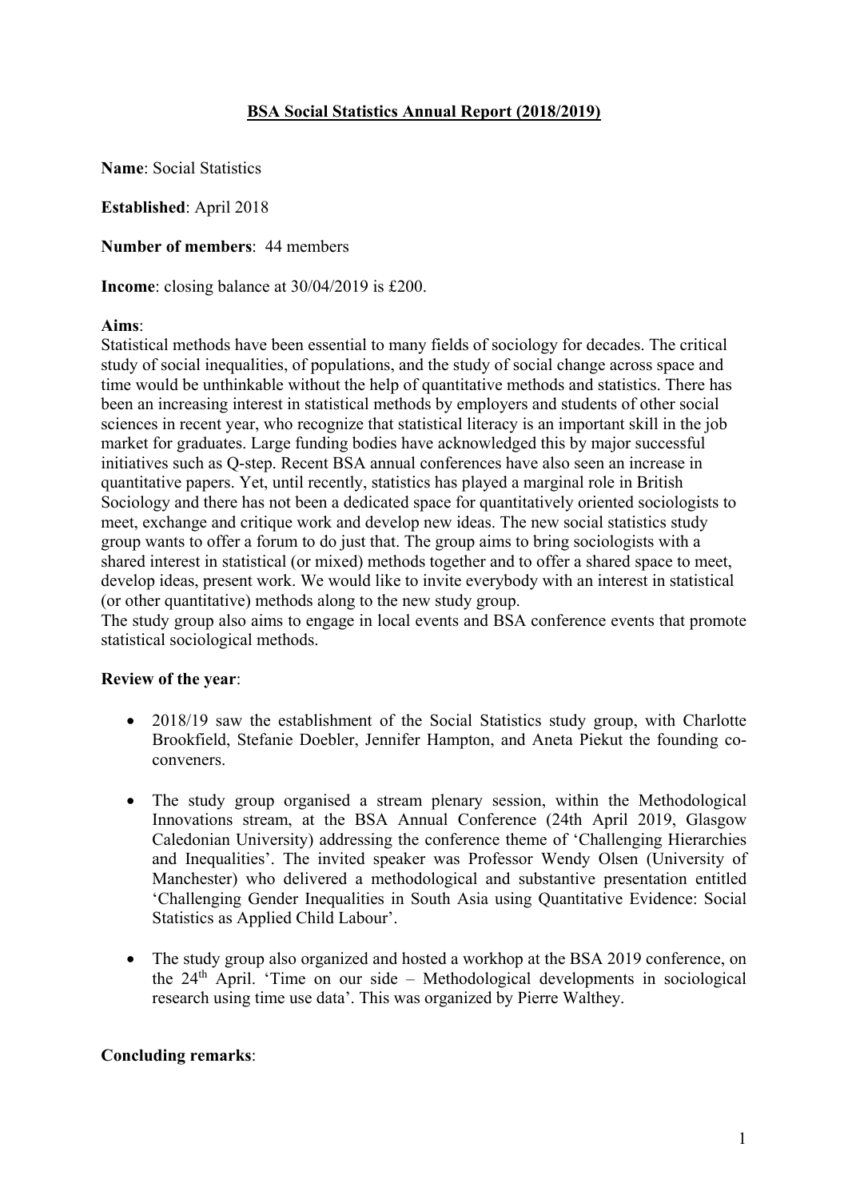**BSA Social Statistics Annual Report (2018/2019)**

**Name**: Social Statistics

**Established**: April 2018

**Number of members**: 44 members

**Income**: closing balance at 30/04/2019 is £200.

**Aims**:

Statistical methods have been essential to many fields of sociology for decades. The critical study of social inequalities, of populations, and the study of social change across space and time would be unthinkable without the help of quantitative methods and statistics. There has been an increasing interest in statistical methods by employers and students of other social sciences in recent year, who recognize that statistical literacy is an important skill in the job market for graduates. Large funding bodies have acknowledged this by major successful initiatives such as Q-step. Recent BSA annual conferences have also seen an increase in quantitative papers. Yet, until recently, statistics has played a marginal role in British Sociology and there has not been a dedicated space for quantitatively oriented sociologists to meet, exchange and critique work and develop new ideas. The new social statistics study group wants to offer a forum to do just that. The group aims to bring sociologists with a shared interest in statistical (or mixed) methods together and to offer a shared space to meet, develop ideas, present work. We would like to invite everybody with an interest in statistical (or other quantitative) methods along to the new study group.

The study group also aims to engage in local events and BSA conference events that promote statistical sociological methods.

**Review of the year**:

- 2018/19 saw the establishment of the Social Statistics study group, with Charlotte Brookfield, Stefanie Doebler, Jennifer Hampton, and Aneta Piekut the founding co-conveners.

- The study group organised a stream plenary session, within the Methodological Innovations stream, at the BSA Annual Conference (24th April 2019, Glasgow Caledonian University) addressing the conference theme of 'Challenging Hierarchies and Inequalities'. The invited speaker was Professor Wendy Olsen (University of Manchester) who delivered a methodological and substantive presentation entitled 'Challenging Gender Inequalities in South Asia using Quantitative Evidence: Social Statistics as Applied Child Labour'.

- The study group also organized and hosted a workhop at the BSA 2019 conference, on the 24th April. 'Time on our side – Methodological developments in sociological research using time use data'. This was organized by Pierre Walthey.

**Concluding remarks**: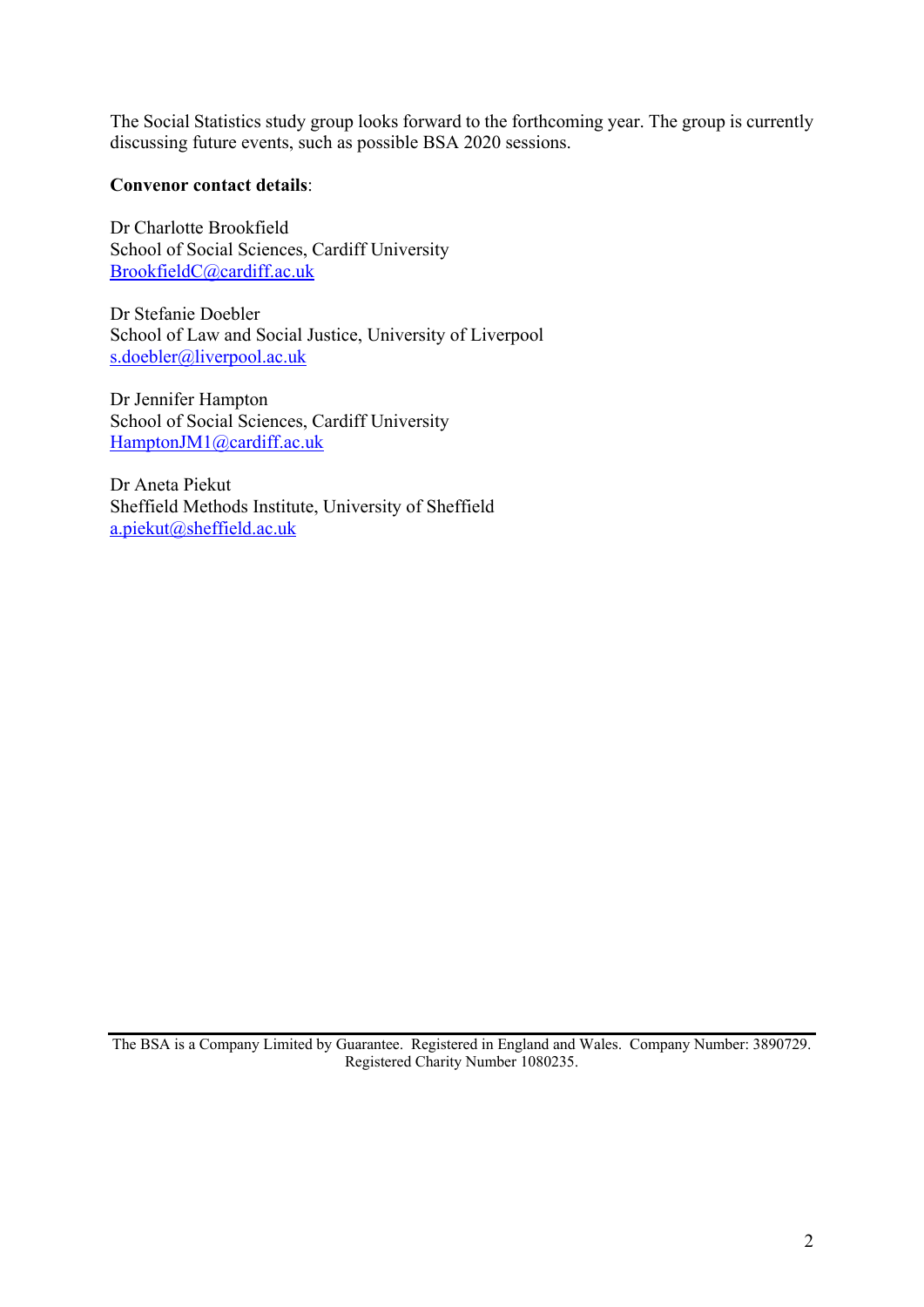The Social Statistics study group looks forward to the forthcoming year. The group is currently discussing future events, such as possible BSA 2020 sessions.

**Convenor contact details**:

Dr Charlotte Brookfield  
School of Social Sciences, Cardiff University  
BrookfieldC@cardiff.ac.uk

Dr Stefanie Doebler  
School of Law and Social Justice, University of Liverpool  
s.doebler@liverpool.ac.uk

Dr Jennifer Hampton  
School of Social Sciences, Cardiff University  
HamptonJM1@cardiff.ac.uk

Dr Aneta Piekut  
Sheffield Methods Institute, University of Sheffield  
a.piekut@sheffield.ac.uk

The BSA is a Company Limited by Guarantee. Registered in England and Wales. Company Number: 3890729. Registered Charity Number 1080235.